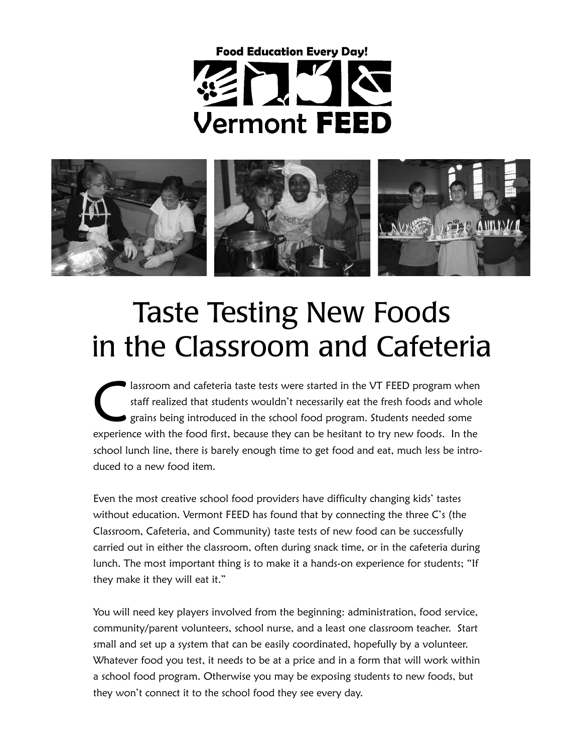**Food Education Every Day!**

**Vermont FEED**

# Taste Testing New Foods in the Classroom and Cafeteria

Classroom and cafeteria taste tests were started in the VT FEED program when staff realized that students wouldn't necessarily eat the fresh foods and whole grains being introduced in the school food program. Students needed some experience with the food first, because they can be hesitant to try new foods. In the school lunch line, there is barely enough time to get food and eat, much less be introduced to a new food item.

Even the most creative school food providers have difficulty changing kids' tastes without education. Vermont FEED has found that by connecting the three C's (the Classroom, Cafeteria, and Community) taste tests of new food can be successfully carried out in either the classroom, often during snack time, or in the cafeteria during lunch. The most important thing is to make it a hands-on experience for students; "If they make it they will eat it."

You will need key players involved from the beginning: administration, food service, community/parent volunteers, school nurse, and a least one classroom teacher. Start small and set up a system that can be easily coordinated, hopefully by a volunteer. Whatever food you test, it needs to be at a price and in a form that will work within a school food program. Otherwise you may be exposing students to new foods, but they won't connect it to the school food they see every day.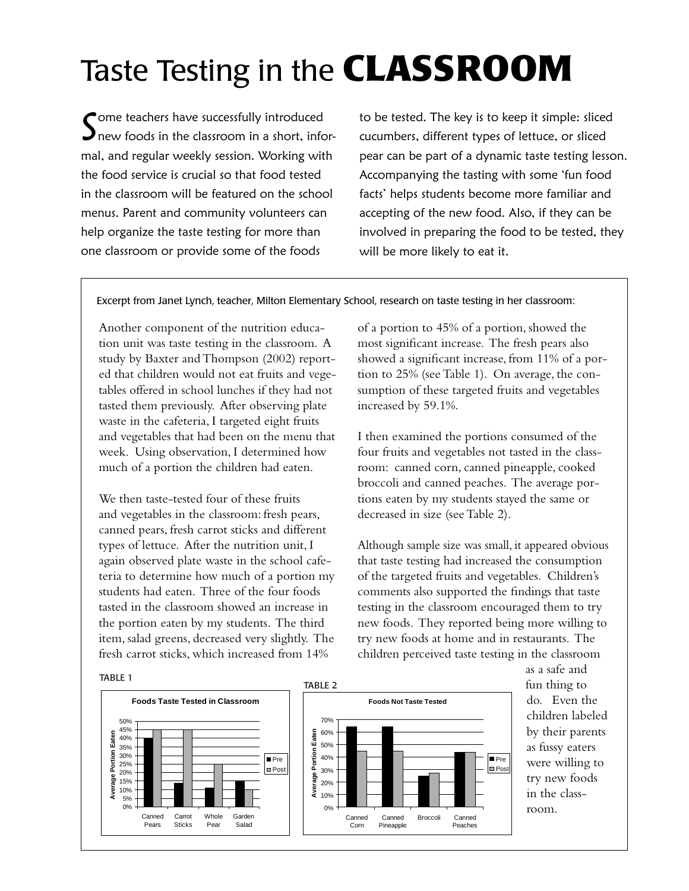# Taste Testing in the **CLASSROOM**

Some teachers have successfully introduced new foods in the classroom in a short, informal, and regular weekly session. Working with the food service is crucial so that food tested in the classroom will be featured on the school menus. Parent and community volunteers can help organize the taste testing for more than one classroom or provide some of the foods to be tested. The key is to keep it simple: sliced cucumbers, different types of lettuce, or sliced pear can be part of a dynamic taste testing lesson. Accompanying the tasting with some 'fun food facts' helps students become more familiar and accepting of the new food. Also, if they can be involved in preparing the food to be tested, they will be more likely to eat it.

Excerpt from Janet Lynch, teacher, Milton Elementary School, research on taste testing in her classroom:

Another component of the nutrition education unit was taste testing in the classroom. A study by Baxter and Thompson (2002) reported that children would not eat fruits and vegetables offered in school lunches if they had not tasted them previously. After observing plate waste in the cafeteria, I targeted eight fruits and vegetables that had been on the menu that week. Using observation, I determined how much of a portion the children had eaten.

We then taste-tested four of these fruits and vegetables in the classroom: fresh pears, canned pears, fresh carrot sticks and different types of lettuce. After the nutrition unit, I again observed plate waste in the school cafeteria to determine how much of a portion my students had eaten. Three of the four foods tasted in the classroom showed an increase in the portion eaten by my students. The third item, salad greens, decreased very slightly. The fresh carrot sticks, which increased from 14% of a portion to 45% of a portion, showed the most significant increase. The fresh pears also showed a significant increase, from 11% of a portion to 25% (see Table 1). On average, the consumption of these targeted fruits and vegetables increased by 59.1%.

I then examined the portions consumed of the four fruits and vegetables not tasted in the classroom: canned corn, canned pineapple, cooked broccoli and canned peaches. The average portions eaten by my students stayed the same or decreased in size (see Table 2).

Although sample size was small, it appeared obvious that taste testing had increased the consumption of the targeted fruits and vegetables. Children's comments also supported the findings that taste testing in the classroom encouraged them to try new foods. They reported being more willing to try new foods at home and in restaurants. The children perceived taste testing in the classroom as a safe and fun thing to do. Even the children labeled by their parents as fussy eaters were willing to try new foods in the classroom.

TABLE 1

**Foods Taste Tested in Classroom** (Average Portion Eaten)

| | Canned Pears | Carrot Sticks | Whole Pear | Garden Salad |
|---|---|---|---|---|
| Pre | 40% | 14% | 11% | 15% |
| Post | 45% | 45% | 25% | 10% |

TABLE 2

**Foods Not Taste Tested** (Average Portion Eaten)

| | Canned Corn | Canned Pineapple | Broccoli | Canned Peaches |
|---|---|---|---|---|
| Pre | 64% | 64% | 25% | 44% |
| Post | 45% | 45% | 27% | 44% |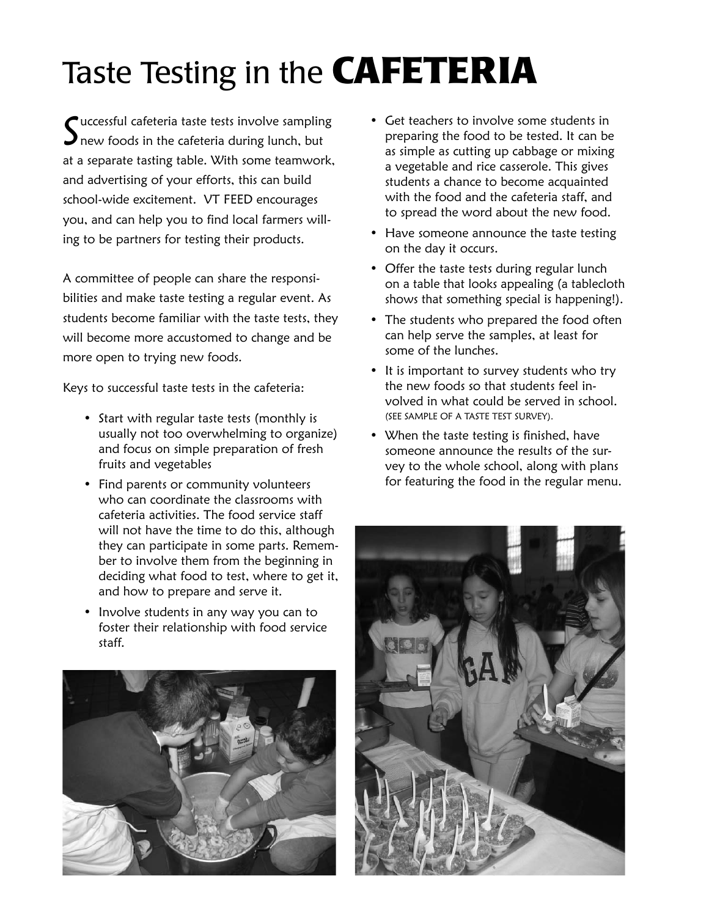# Taste Testing in the **CAFETERIA**

Successful cafeteria taste tests involve sampling new foods in the cafeteria during lunch, but at a separate tasting table. With some teamwork, and advertising of your efforts, this can build school-wide excitement. VT FEED encourages you, and can help you to find local farmers willing to be partners for testing their products.

A committee of people can share the responsibilities and make taste testing a regular event. As students become familiar with the taste tests, they will become more accustomed to change and be more open to trying new foods.

Keys to successful taste tests in the cafeteria:

- Start with regular taste tests (monthly is usually not too overwhelming to organize) and focus on simple preparation of fresh fruits and vegetables
- Find parents or community volunteers who can coordinate the classrooms with cafeteria activities. The food service staff will not have the time to do this, although they can participate in some parts. Remember to involve them from the beginning in deciding what food to test, where to get it, and how to prepare and serve it.
- Involve students in any way you can to foster their relationship with food service staff.
- Get teachers to involve some students in preparing the food to be tested. It can be as simple as cutting up cabbage or mixing a vegetable and rice casserole. This gives students a chance to become acquainted with the food and the cafeteria staff, and to spread the word about the new food.
- Have someone announce the taste testing on the day it occurs.
- Offer the taste tests during regular lunch on a table that looks appealing (a tablecloth shows that something special is happening!).
- The students who prepared the food often can help serve the samples, at least for some of the lunches.
- It is important to survey students who try the new foods so that students feel involved in what could be served in school. (SEE SAMPLE OF A TASTE TEST SURVEY).
- When the taste testing is finished, have someone announce the results of the survey to the whole school, along with plans for featuring the food in the regular menu.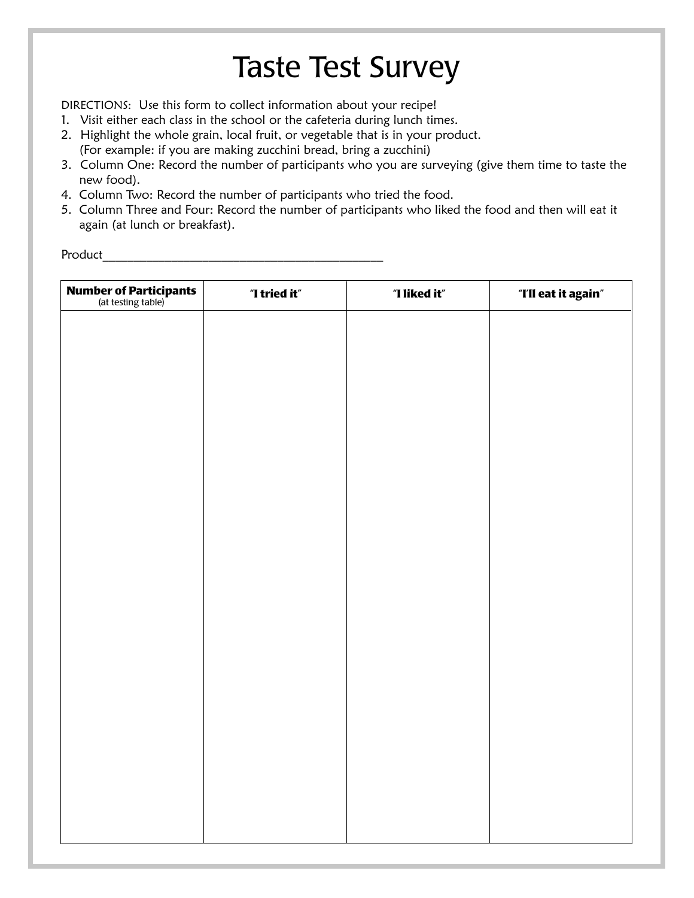# Taste Test Survey

DIRECTIONS: Use this form to collect information about your recipe!

1. Visit either each class in the school or the cafeteria during lunch times.
2. Highlight the whole grain, local fruit, or vegetable that is in your product. (For example: if you are making zucchini bread, bring a zucchini)
3. Column One: Record the number of participants who you are surveying (give them time to taste the new food).
4. Column Two: Record the number of participants who tried the food.
5. Column Three and Four: Record the number of participants who liked the food and then will eat it again (at lunch or breakfast).

Product_____________________________________________

| **Number of Participants** (at testing table) | **"I tried it"** | **"I liked it"** | **"I'll eat it again"** |
|---|---|---|---|
| | | | |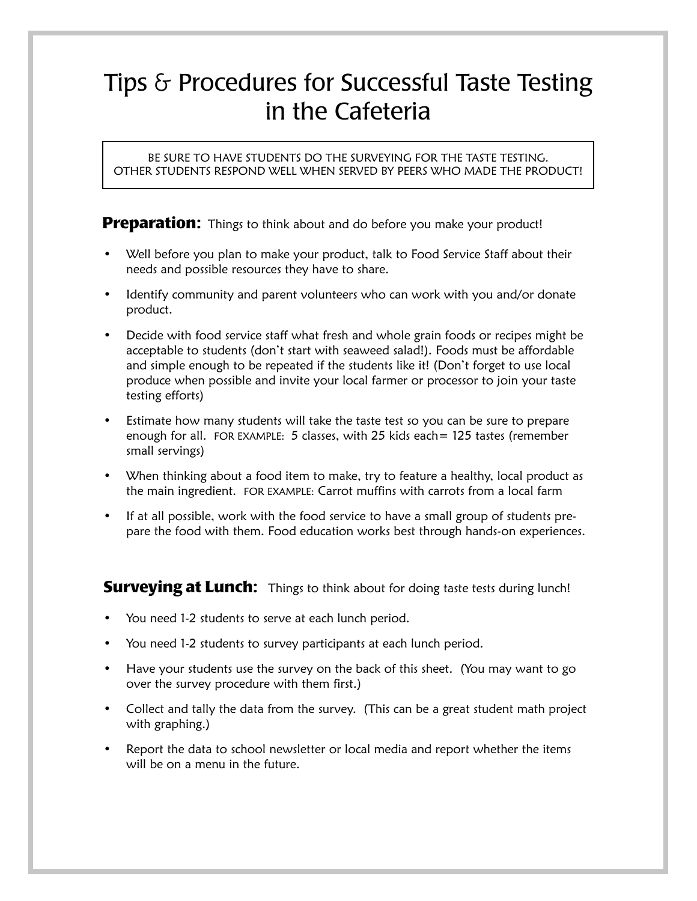# Tips & Procedures for Successful Taste Testing in the Cafeteria

BE SURE TO HAVE STUDENTS DO THE SURVEYING FOR THE TASTE TESTING. OTHER STUDENTS RESPOND WELL WHEN SERVED BY PEERS WHO MADE THE PRODUCT!

**Preparation:** Things to think about and do before you make your product!

- Well before you plan to make your product, talk to Food Service Staff about their needs and possible resources they have to share.
- Identify community and parent volunteers who can work with you and/or donate product.
- Decide with food service staff what fresh and whole grain foods or recipes might be acceptable to students (don't start with seaweed salad!). Foods must be affordable and simple enough to be repeated if the students like it! (Don't forget to use local produce when possible and invite your local farmer or processor to join your taste testing efforts)
- Estimate how many students will take the taste test so you can be sure to prepare enough for all. FOR EXAMPLE: 5 classes, with 25 kids each= 125 tastes (remember small servings)
- When thinking about a food item to make, try to feature a healthy, local product as the main ingredient. FOR EXAMPLE: Carrot muffins with carrots from a local farm
- If at all possible, work with the food service to have a small group of students prepare the food with them. Food education works best through hands-on experiences.

**Surveying at Lunch:** Things to think about for doing taste tests during lunch!

- You need 1-2 students to serve at each lunch period.
- You need 1-2 students to survey participants at each lunch period.
- Have your students use the survey on the back of this sheet. (You may want to go over the survey procedure with them first.)
- Collect and tally the data from the survey. (This can be a great student math project with graphing.)
- Report the data to school newsletter or local media and report whether the items will be on a menu in the future.